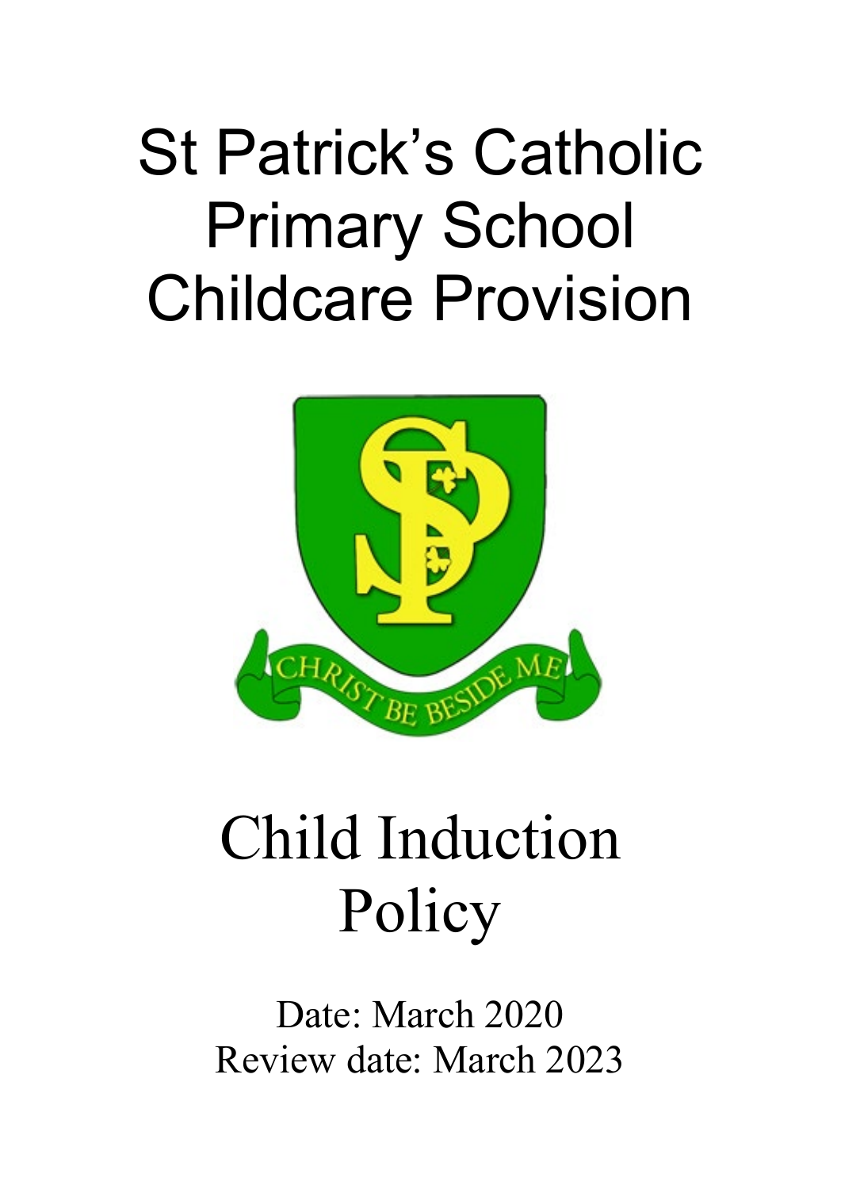# St Patrick's Catholic Primary School Childcare Provision

CHRIST BE BESIDE ME

# Child Induction Policy

Date: March 2020

Review date: March 2023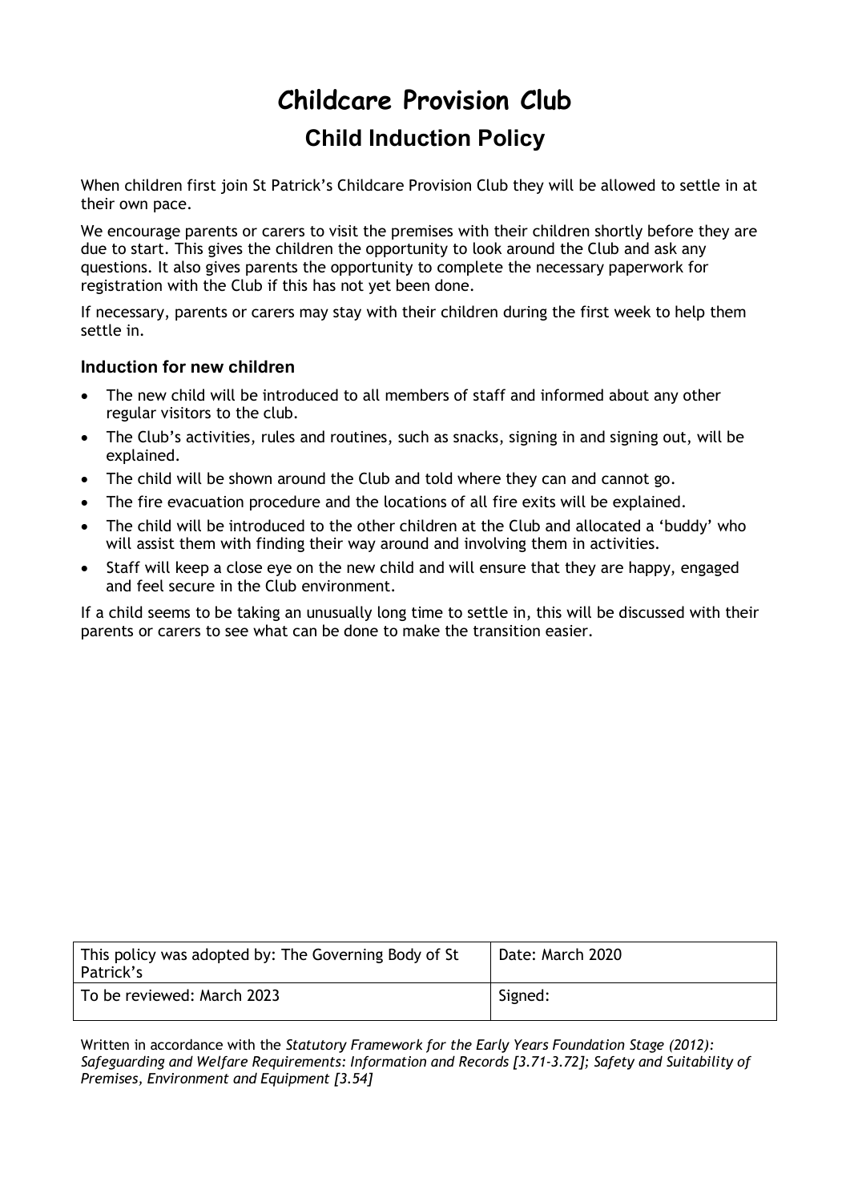# Childcare Provision Club

## Child Induction Policy

When children first join St Patrick's Childcare Provision Club they will be allowed to settle in at their own pace.

We encourage parents or carers to visit the premises with their children shortly before they are due to start. This gives the children the opportunity to look around the Club and ask any questions. It also gives parents the opportunity to complete the necessary paperwork for registration with the Club if this has not yet been done.

If necessary, parents or carers may stay with their children during the first week to help them settle in.

### Induction for new children

- The new child will be introduced to all members of staff and informed about any other regular visitors to the club.
- The Club's activities, rules and routines, such as snacks, signing in and signing out, will be explained.
- The child will be shown around the Club and told where they can and cannot go.
- The fire evacuation procedure and the locations of all fire exits will be explained.
- The child will be introduced to the other children at the Club and allocated a 'buddy' who will assist them with finding their way around and involving them in activities.
- Staff will keep a close eye on the new child and will ensure that they are happy, engaged and feel secure in the Club environment.

If a child seems to be taking an unusually long time to settle in, this will be discussed with their parents or carers to see what can be done to make the transition easier.

| | |
|---|---|
| This policy was adopted by: The Governing Body of St Patrick's | Date: March 2020 |
| To be reviewed: March 2023 | Signed: |

Written in accordance with the *Statutory Framework for the Early Years Foundation Stage (2012): Safeguarding and Welfare Requirements: Information and Records [3.71-3.72]; Safety and Suitability of Premises, Environment and Equipment [3.54]*